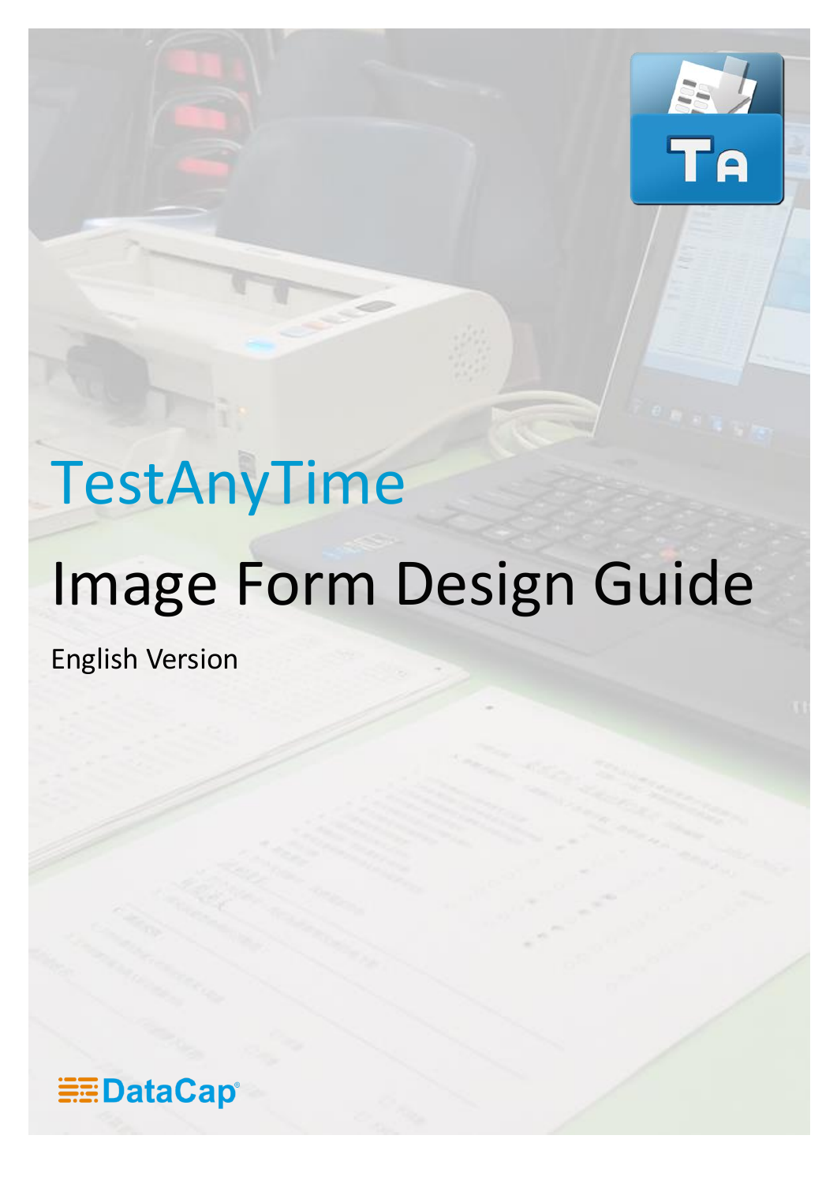# TestAnyTime

# Image Form Design Guide

English Version

DataCap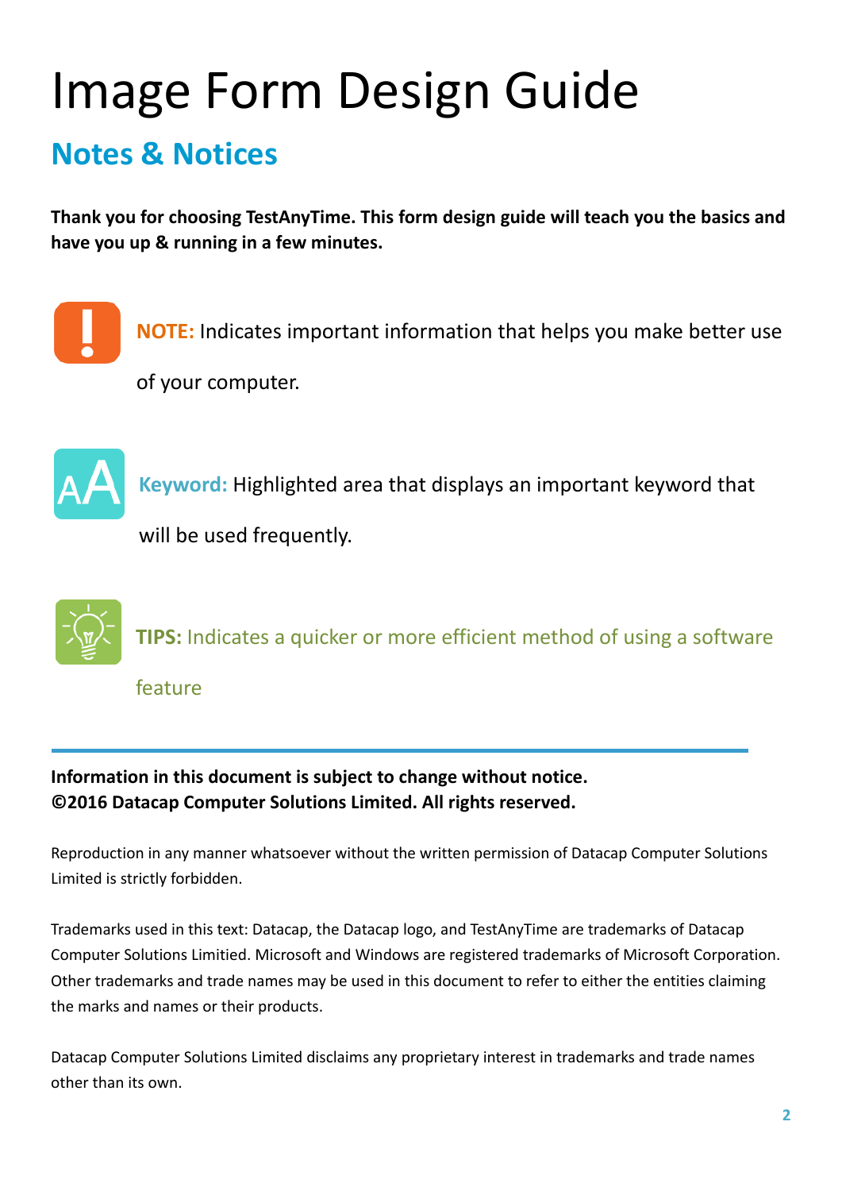# Image Form Design Guide

## Notes & Notices

**Thank you for choosing TestAnyTime. This form design guide will teach you the basics and have you up & running in a few minutes.**

**NOTE:** Indicates important information that helps you make better use of your computer.

**Keyword:** Highlighted area that displays an important keyword that will be used frequently.

**TIPS:** Indicates a quicker or more efficient method of using a software feature

---

**Information in this document is subject to change without notice.**
**©2016 Datacap Computer Solutions Limited. All rights reserved.**

Reproduction in any manner whatsoever without the written permission of Datacap Computer Solutions Limited is strictly forbidden.

Trademarks used in this text: Datacap, the Datacap logo, and TestAnyTime are trademarks of Datacap Computer Solutions Limitied. Microsoft and Windows are registered trademarks of Microsoft Corporation. Other trademarks and trade names may be used in this document to refer to either the entities claiming the marks and names or their products.

Datacap Computer Solutions Limited disclaims any proprietary interest in trademarks and trade names other than its own.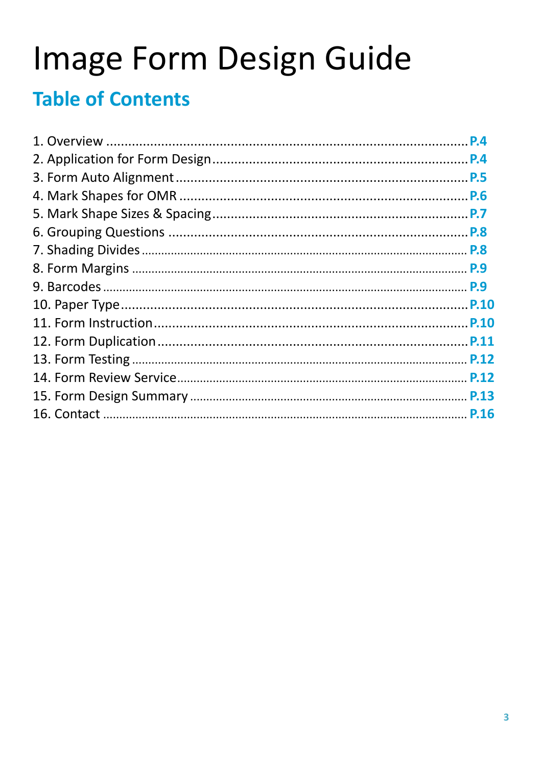# Image Form Design Guide

## Table of Contents

1. Overview ........ P.4
2. Application for Form Design ........ P.4
3. Form Auto Alignment ........ P.5
4. Mark Shapes for OMR ........ P.6
5. Mark Shape Sizes & Spacing ........ P.7
6. Grouping Questions ........ P.8
7. Shading Divides ........ P.8
8. Form Margins ........ P.9
9. Barcodes ........ P.9
10. Paper Type ........ P.10
11. Form Instruction ........ P.10
12. Form Duplication ........ P.11
13. Form Testing ........ P.12
14. Form Review Service ........ P.12
15. Form Design Summary ........ P.13
16. Contact ........ P.16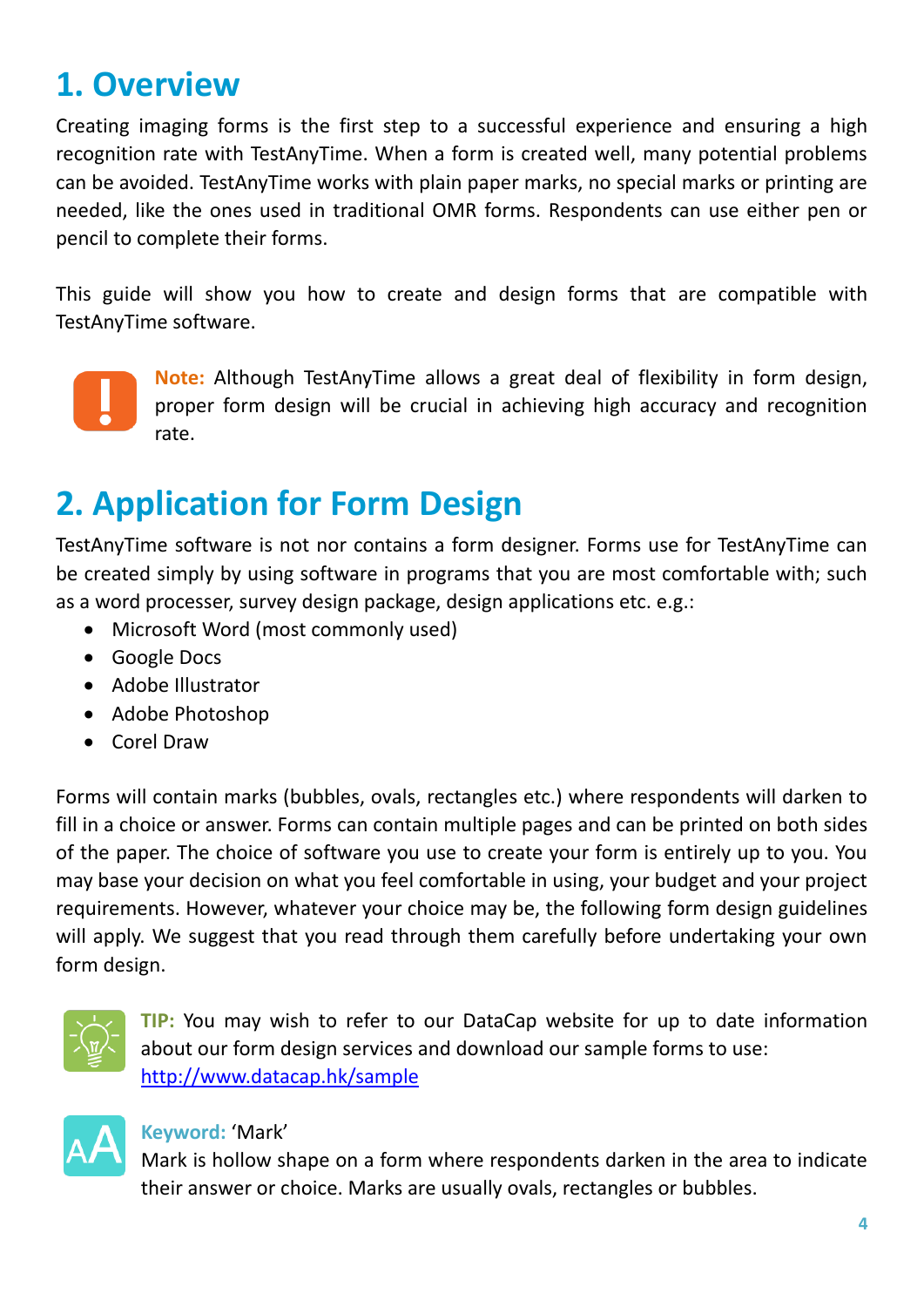# 1. Overview

Creating imaging forms is the first step to a successful experience and ensuring a high recognition rate with TestAnyTime. When a form is created well, many potential problems can be avoided. TestAnyTime works with plain paper marks, no special marks or printing are needed, like the ones used in traditional OMR forms. Respondents can use either pen or pencil to complete their forms.

This guide will show you how to create and design forms that are compatible with TestAnyTime software.

**Note:** Although TestAnyTime allows a great deal of flexibility in form design, proper form design will be crucial in achieving high accuracy and recognition rate.

# 2. Application for Form Design

TestAnyTime software is not nor contains a form designer. Forms use for TestAnyTime can be created simply by using software in programs that you are most comfortable with; such as a word processer, survey design package, design applications etc. e.g.:

- Microsoft Word (most commonly used)
- Google Docs
- Adobe Illustrator
- Adobe Photoshop
- Corel Draw

Forms will contain marks (bubbles, ovals, rectangles etc.) where respondents will darken to fill in a choice or answer. Forms can contain multiple pages and can be printed on both sides of the paper. The choice of software you use to create your form is entirely up to you. You may base your decision on what you feel comfortable in using, your budget and your project requirements. However, whatever your choice may be, the following form design guidelines will apply. We suggest that you read through them carefully before undertaking your own form design.

**TIP:** You may wish to refer to our DataCap website for up to date information about our form design services and download our sample forms to use: [http://www.datacap.hk/sample](http://www.datacap.hk/sample)

**Keyword:** 'Mark'
Mark is hollow shape on a form where respondents darken in the area to indicate their answer or choice. Marks are usually ovals, rectangles or bubbles.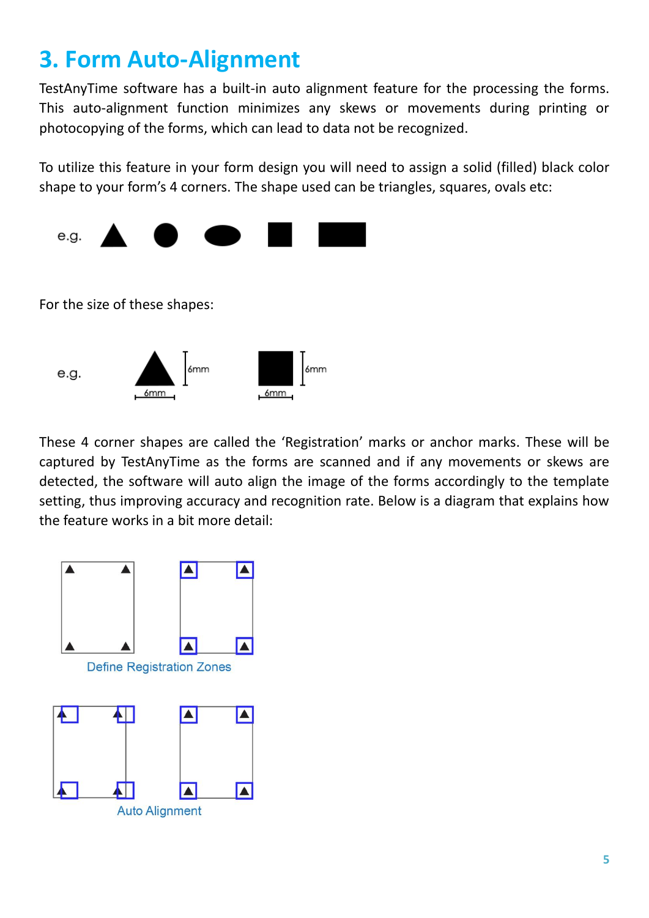# 3. Form Auto-Alignment

TestAnyTime software has a built-in auto alignment feature for the processing the forms. This auto-alignment function minimizes any skews or movements during printing or photocopying of the forms, which can lead to data not be recognized.

To utilize this feature in your form design you will need to assign a solid (filled) black color shape to your form's 4 corners. The shape used can be triangles, squares, ovals etc:

e.g.

For the size of these shapes:

e.g. 6mm 6mm 6mm 6mm

These 4 corner shapes are called the 'Registration' marks or anchor marks. These will be captured by TestAnyTime as the forms are scanned and if any movements or skews are detected, the software will auto align the image of the forms accordingly to the template setting, thus improving accuracy and recognition rate. Below is a diagram that explains how the feature works in a bit more detail:

Define Registration Zones

Auto Alignment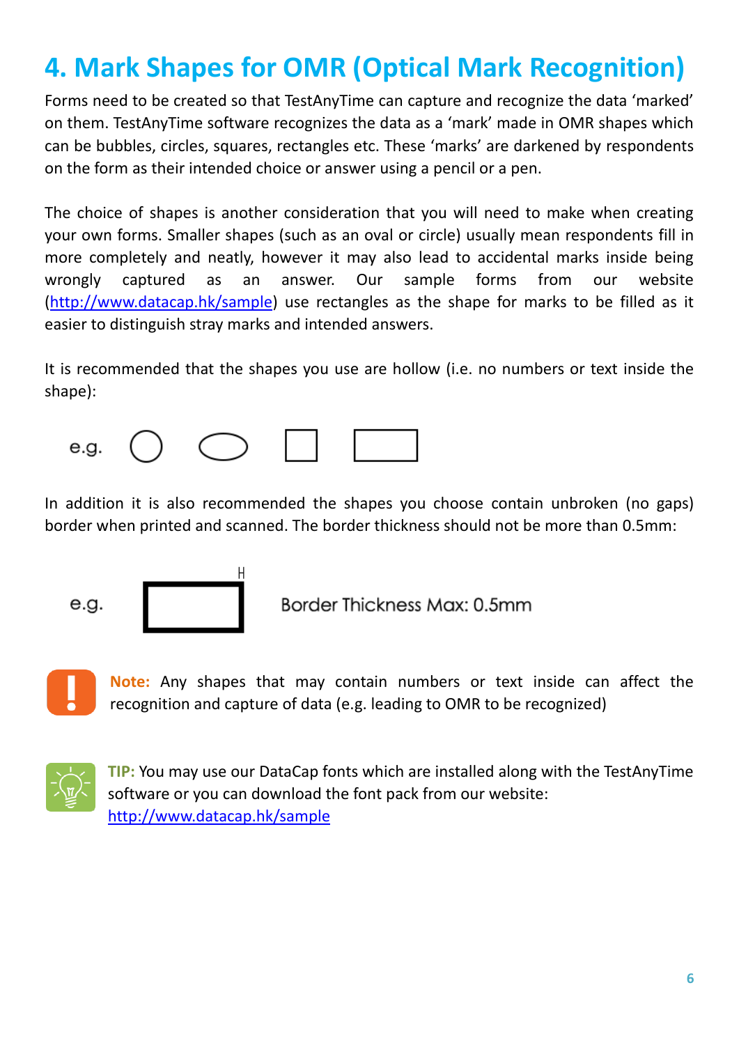# 4. Mark Shapes for OMR (Optical Mark Recognition)

Forms need to be created so that TestAnyTime can capture and recognize the data 'marked' on them. TestAnyTime software recognizes the data as a 'mark' made in OMR shapes which can be bubbles, circles, squares, rectangles etc. These 'marks' are darkened by respondents on the form as their intended choice or answer using a pencil or a pen.

The choice of shapes is another consideration that you will need to make when creating your own forms. Smaller shapes (such as an oval or circle) usually mean respondents fill in more completely and neatly, however it may also lead to accidental marks inside being wrongly captured as an answer. Our sample forms from our website (http://www.datacap.hk/sample) use rectangles as the shape for marks to be filled as it easier to distinguish stray marks and intended answers.

It is recommended that the shapes you use are hollow (i.e. no numbers or text inside the shape):

e.g. ○ ⬭ □ ▭

In addition it is also recommended the shapes you choose contain unbroken (no gaps) border when printed and scanned. The border thickness should not be more than 0.5mm:

e.g. Border Thickness Max: 0.5mm

**Note:** Any shapes that may contain numbers or text inside can affect the recognition and capture of data (e.g. leading to OMR to be recognized)

**TIP:** You may use our DataCap fonts which are installed along with the TestAnyTime software or you can download the font pack from our website: http://www.datacap.hk/sample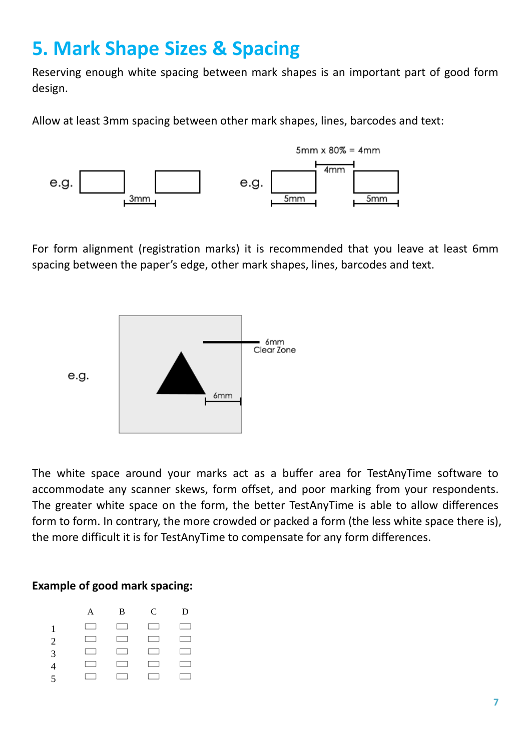# 5. Mark Shape Sizes & Spacing

Reserving enough white spacing between mark shapes is an important part of good form design.

Allow at least 3mm spacing between other mark shapes, lines, barcodes and text:

e.g. 3mm

e.g. 5mm x 80% = 4mm, 4mm, 5mm, 5mm

For form alignment (registration marks) it is recommended that you leave at least 6mm spacing between the paper's edge, other mark shapes, lines, barcodes and text.

e.g. 6mm Clear Zone, 6mm

The white space around your marks act as a buffer area for TestAnyTime software to accommodate any scanner skews, form offset, and poor marking from your respondents. The greater white space on the form, the better TestAnyTime is able to allow differences form to form. In contrary, the more crowded or packed a form (the less white space there is), the more difficult it is for TestAnyTime to compensate for any form differences.

**Example of good mark spacing:**

|   | A | B | C | D |
|---|---|---|---|---|
| 1 | ▭ | ▭ | ▭ | ▭ |
| 2 | ▭ | ▭ | ▭ | ▭ |
| 3 | ▭ | ▭ | ▭ | ▭ |
| 4 | ▭ | ▭ | ▭ | ▭ |
| 5 | ▭ | ▭ | ▭ | ▭ |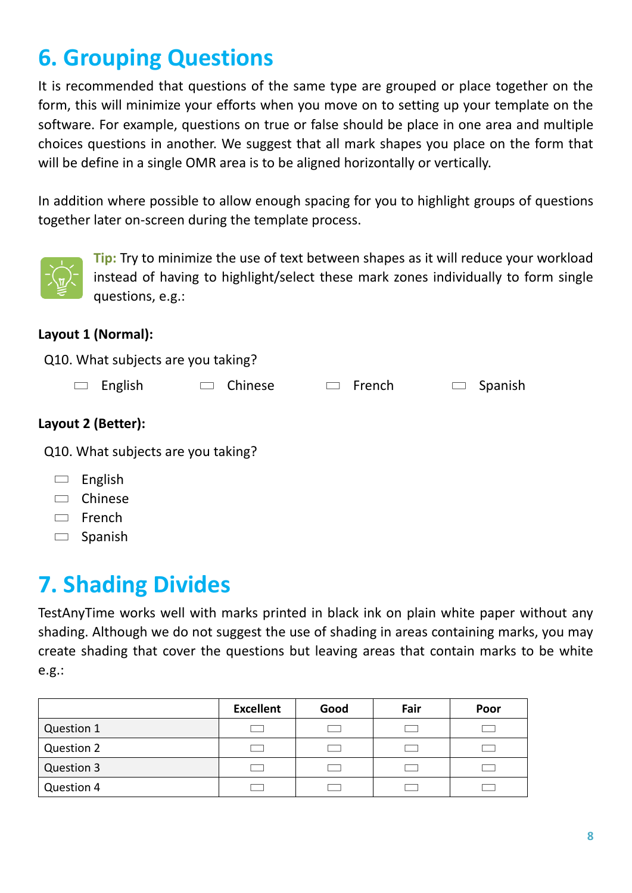# 6. Grouping Questions

It is recommended that questions of the same type are grouped or place together on the form, this will minimize your efforts when you move on to setting up your template on the software. For example, questions on true or false should be place in one area and multiple choices questions in another. We suggest that all mark shapes you place on the form that will be define in a single OMR area is to be aligned horizontally or vertically.

In addition where possible to allow enough spacing for you to highlight groups of questions together later on-screen during the template process.

**Tip:** Try to minimize the use of text between shapes as it will reduce your workload instead of having to highlight/select these mark zones individually to form single questions, e.g.:

**Layout 1 (Normal):**

Q10. What subjects are you taking?

▭ English ▭ Chinese ▭ French ▭ Spanish

**Layout 2 (Better):**

Q10. What subjects are you taking?

▭ English
▭ Chinese
▭ French
▭ Spanish

# 7. Shading Divides

TestAnyTime works well with marks printed in black ink on plain white paper without any shading. Although we do not suggest the use of shading in areas containing marks, you may create shading that cover the questions but leaving areas that contain marks to be white e.g.:

| | Excellent | Good | Fair | Poor |
|---|---|---|---|---|
| Question 1 | ▭ | ▭ | ▭ | ▭ |
| Question 2 | ▭ | ▭ | ▭ | ▭ |
| Question 3 | ▭ | ▭ | ▭ | ▭ |
| Question 4 | ▭ | ▭ | ▭ | ▭ |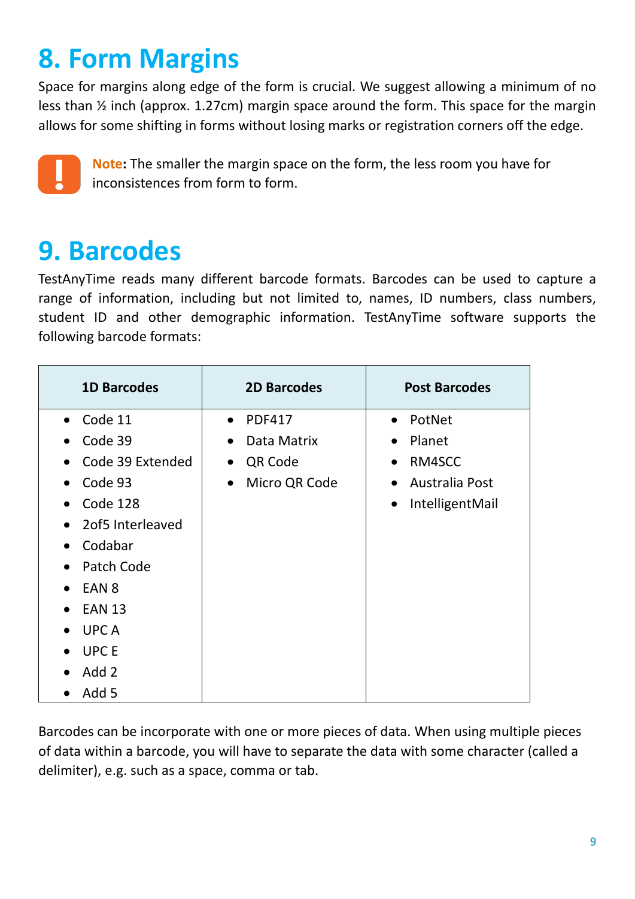# 8. Form Margins

Space for margins along edge of the form is crucial. We suggest allowing a minimum of no less than ½ inch (approx. 1.27cm) margin space around the form. This space for the margin allows for some shifting in forms without losing marks or registration corners off the edge.

**Note:** The smaller the margin space on the form, the less room you have for inconsistences from form to form.

# 9. Barcodes

TestAnyTime reads many different barcode formats. Barcodes can be used to capture a range of information, including but not limited to, names, ID numbers, class numbers, student ID and other demographic information. TestAnyTime software supports the following barcode formats:

| 1D Barcodes | 2D Barcodes | Post Barcodes |
|---|---|---|
| • Code 11 | • PDF417 | • PotNet |
| • Code 39 | • Data Matrix | • Planet |
| • Code 39 Extended | • QR Code | • RM4SCC |
| • Code 93 | • Micro QR Code | • Australia Post |
| • Code 128 | | • IntelligentMail |
| • 2of5 Interleaved | | |
| • Codabar | | |
| • Patch Code | | |
| • EAN 8 | | |
| • EAN 13 | | |
| • UPC A | | |
| • UPC E | | |
| • Add 2 | | |
| • Add 5 | | |

Barcodes can be incorporate with one or more pieces of data. When using multiple pieces of data within a barcode, you will have to separate the data with some character (called a delimiter), e.g. such as a space, comma or tab.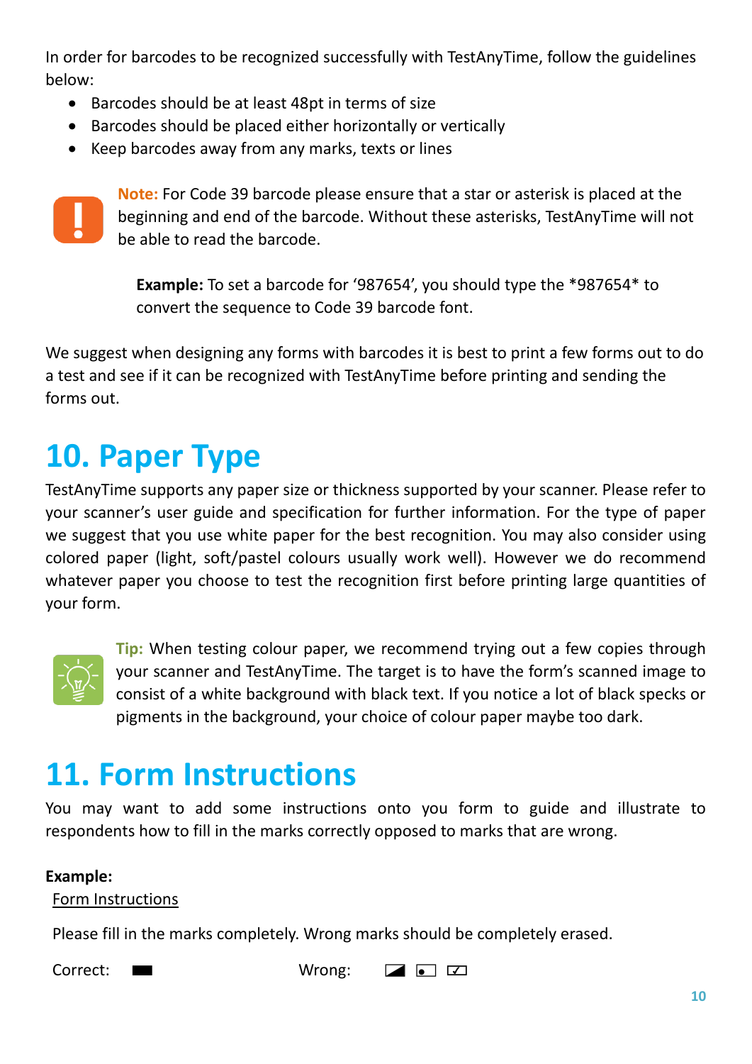In order for barcodes to be recognized successfully with TestAnyTime, follow the guidelines below:

- Barcodes should be at least 48pt in terms of size
- Barcodes should be placed either horizontally or vertically
- Keep barcodes away from any marks, texts or lines

**Note:** For Code 39 barcode please ensure that a star or asterisk is placed at the beginning and end of the barcode. Without these asterisks, TestAnyTime will not be able to read the barcode.

**Example:** To set a barcode for '987654', you should type the *987654* to convert the sequence to Code 39 barcode font.

We suggest when designing any forms with barcodes it is best to print a few forms out to do a test and see if it can be recognized with TestAnyTime before printing and sending the forms out.

# 10. Paper Type

TestAnyTime supports any paper size or thickness supported by your scanner. Please refer to your scanner's user guide and specification for further information. For the type of paper we suggest that you use white paper for the best recognition. You may also consider using colored paper (light, soft/pastel colours usually work well). However we do recommend whatever paper you choose to test the recognition first before printing large quantities of your form.

**Tip:** When testing colour paper, we recommend trying out a few copies through your scanner and TestAnyTime. The target is to have the form's scanned image to consist of a white background with black text. If you notice a lot of black specks or pigments in the background, your choice of colour paper maybe too dark.

# 11. Form Instructions

You may want to add some instructions onto you form to guide and illustrate to respondents how to fill in the marks correctly opposed to marks that are wrong.

**Example:**

Form Instructions

Please fill in the marks completely. Wrong marks should be completely erased.

Correct: ▬ Wrong: ◪ ▣ ☑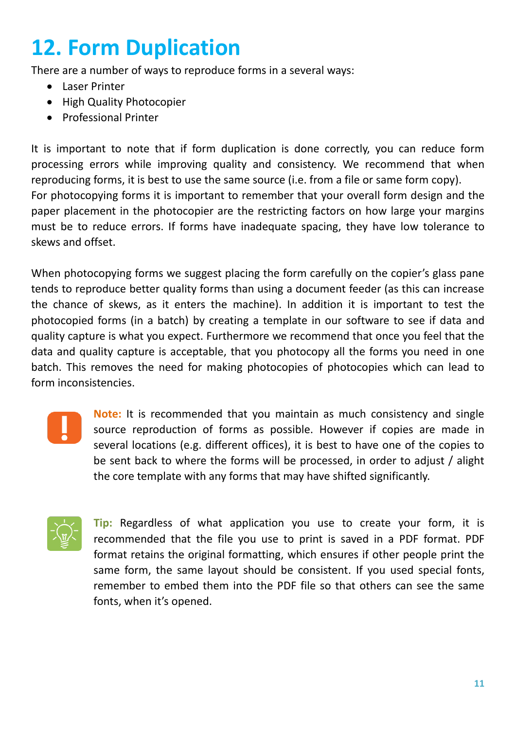# 12. Form Duplication

There are a number of ways to reproduce forms in a several ways:

- Laser Printer
- High Quality Photocopier
- Professional Printer

It is important to note that if form duplication is done correctly, you can reduce form processing errors while improving quality and consistency. We recommend that when reproducing forms, it is best to use the same source (i.e. from a file or same form copy).
For photocopying forms it is important to remember that your overall form design and the paper placement in the photocopier are the restricting factors on how large your margins must be to reduce errors. If forms have inadequate spacing, they have low tolerance to skews and offset.

When photocopying forms we suggest placing the form carefully on the copier's glass pane tends to reproduce better quality forms than using a document feeder (as this can increase the chance of skews, as it enters the machine). In addition it is important to test the photocopied forms (in a batch) by creating a template in our software to see if data and quality capture is what you expect. Furthermore we recommend that once you feel that the data and quality capture is acceptable, that you photocopy all the forms you need in one batch. This removes the need for making photocopies of photocopies which can lead to form inconsistencies.

**Note:** It is recommended that you maintain as much consistency and single source reproduction of forms as possible. However if copies are made in several locations (e.g. different offices), it is best to have one of the copies to be sent back to where the forms will be processed, in order to adjust / alight the core template with any forms that may have shifted significantly.

**Tip:** Regardless of what application you use to create your form, it is recommended that the file you use to print is saved in a PDF format. PDF format retains the original formatting, which ensures if other people print the same form, the same layout should be consistent. If you used special fonts, remember to embed them into the PDF file so that others can see the same fonts, when it's opened.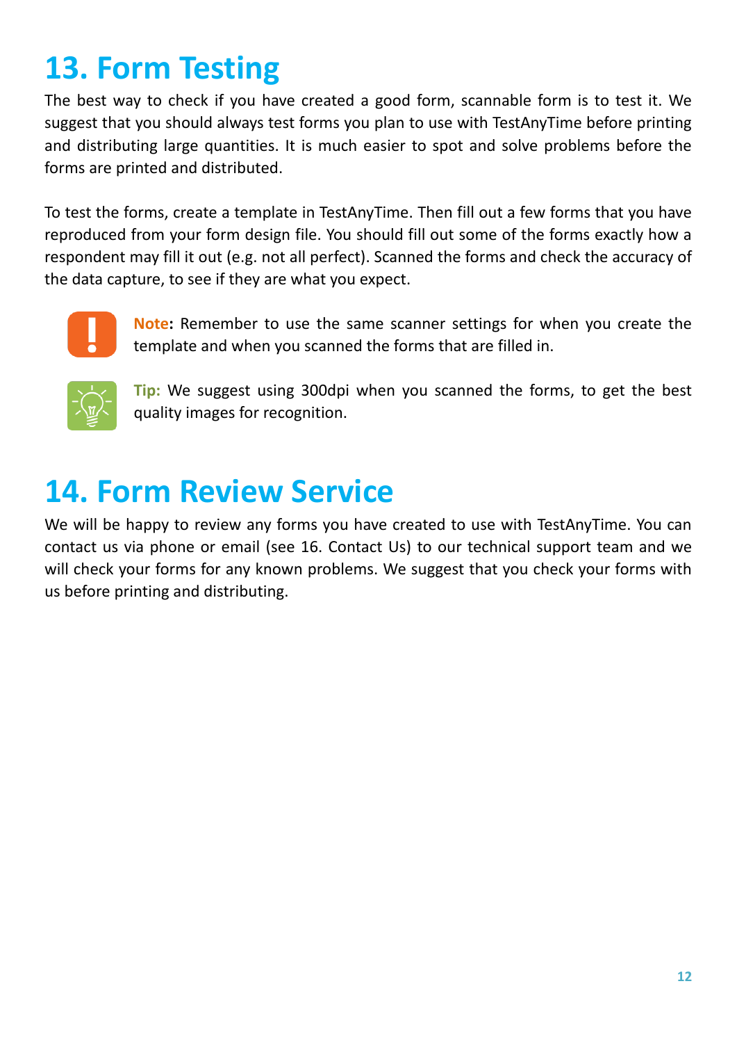# 13. Form Testing

The best way to check if you have created a good form, scannable form is to test it. We suggest that you should always test forms you plan to use with TestAnyTime before printing and distributing large quantities. It is much easier to spot and solve problems before the forms are printed and distributed.

To test the forms, create a template in TestAnyTime. Then fill out a few forms that you have reproduced from your form design file. You should fill out some of the forms exactly how a respondent may fill it out (e.g. not all perfect). Scanned the forms and check the accuracy of the data capture, to see if they are what you expect.

**Note:** Remember to use the same scanner settings for when you create the template and when you scanned the forms that are filled in.

**Tip:** We suggest using 300dpi when you scanned the forms, to get the best quality images for recognition.

# 14. Form Review Service

We will be happy to review any forms you have created to use with TestAnyTime. You can contact us via phone or email (see 16. Contact Us) to our technical support team and we will check your forms for any known problems. We suggest that you check your forms with us before printing and distributing.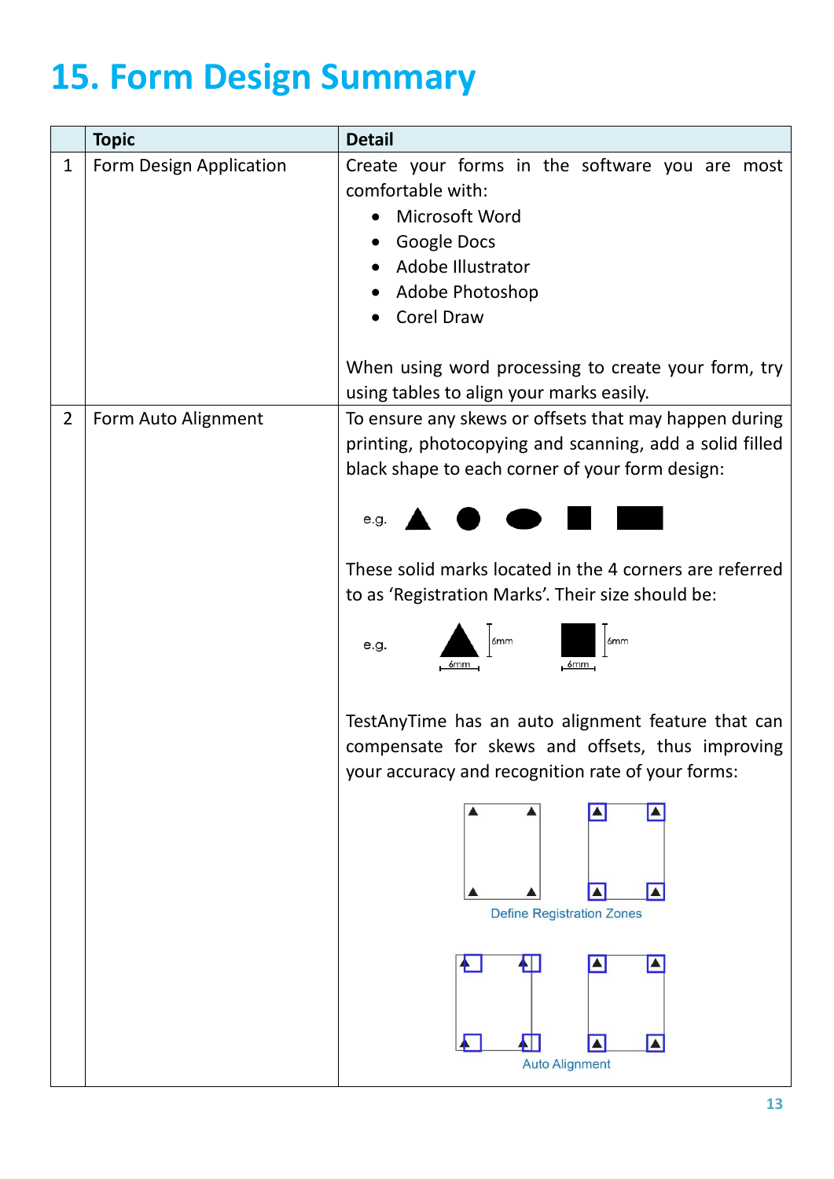# 15. Form Design Summary

| | Topic | Detail |
|---|---|---|
| 1 | Form Design Application | Create your forms in the software you are most comfortable with:<br>• Microsoft Word<br>• Google Docs<br>• Adobe Illustrator<br>• Adobe Photoshop<br>• Corel Draw<br><br>When using word processing to create your form, try using tables to align your marks easily. |
| 2 | Form Auto Alignment | To ensure any skews or offsets that may happen during printing, photocopying and scanning, add a solid filled black shape to each corner of your form design:<br><br>e.g.<br><br>These solid marks located in the 4 corners are referred to as 'Registration Marks'. Their size should be:<br><br>e.g. 6mm 6mm 6mm 6mm<br><br>TestAnyTime has an auto alignment feature that can compensate for skews and offsets, thus improving your accuracy and recognition rate of your forms:<br><br>Define Registration Zones<br><br>Auto Alignment |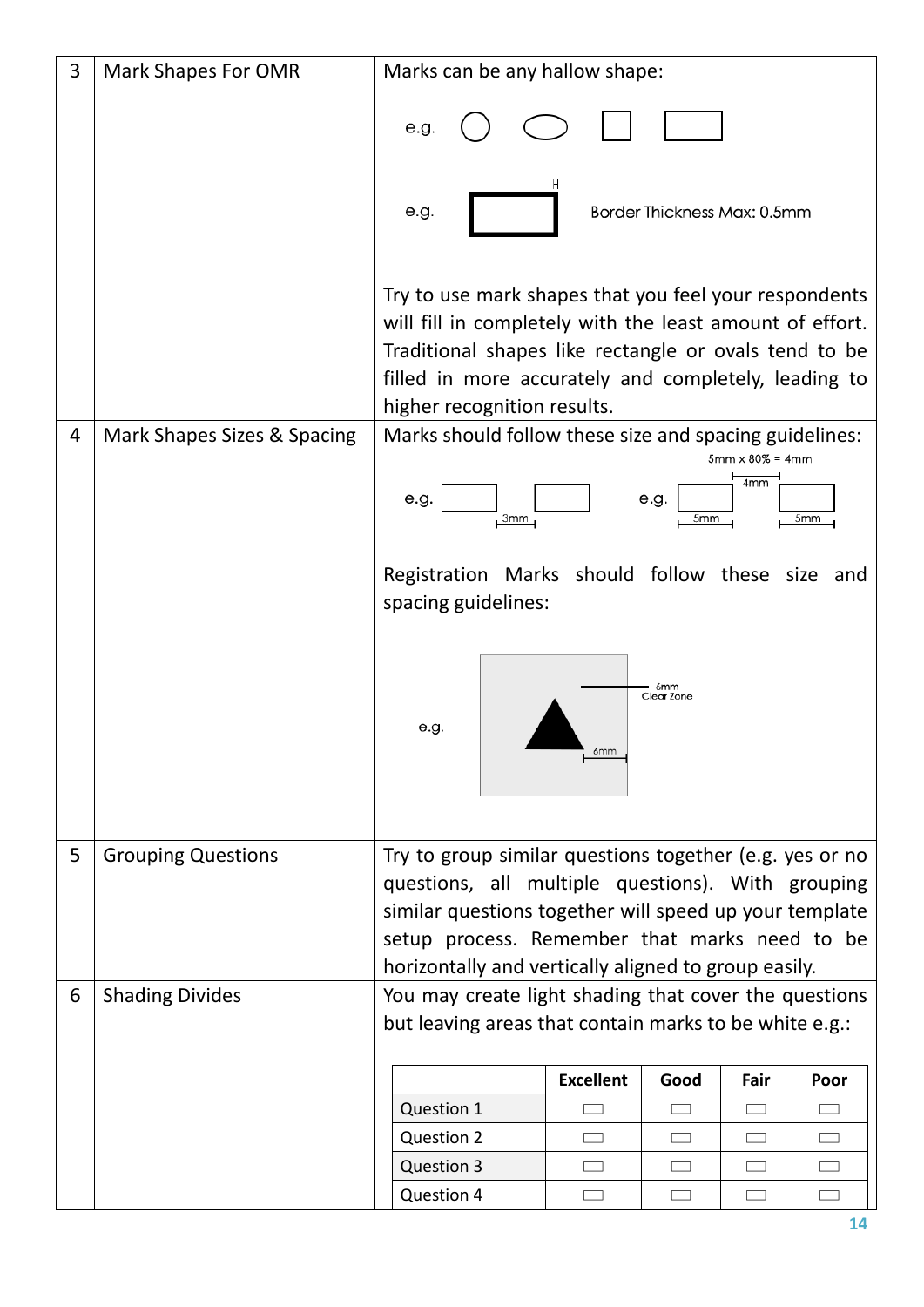| 3 | Mark Shapes For OMR | Marks can be any hallow shape:<br><br>e.g.<br><br>e.g. Border Thickness Max: 0.5mm<br><br>Try to use mark shapes that you feel your respondents will fill in completely with the least amount of effort. Traditional shapes like rectangle or ovals tend to be filled in more accurately and completely, leading to higher recognition results. |
|---|---|---|
| 4 | Mark Shapes Sizes & Spacing | Marks should follow these size and spacing guidelines:<br><br>e.g. 3mm e.g. 5mm x 80% = 4mm 4mm 5mm 5mm<br><br>Registration Marks should follow these size and spacing guidelines:<br><br>e.g. 6mm Clear Zone 6mm |
| 5 | Grouping Questions | Try to group similar questions together (e.g. yes or no questions, all multiple questions). With grouping similar questions together will speed up your template setup process. Remember that marks need to be horizontally and vertically aligned to group easily. |
| 6 | Shading Divides | You may create light shading that cover the questions but leaving areas that contain marks to be white e.g.: |

|  | Excellent | Good | Fair | Poor |
|---|---|---|---|---|
| Question 1 | ▭ | ▭ | ▭ | ▭ |
| Question 2 | ▭ | ▭ | ▭ | ▭ |
| Question 3 | ▭ | ▭ | ▭ | ▭ |
| Question 4 | ▭ | ▭ | ▭ | ▭ |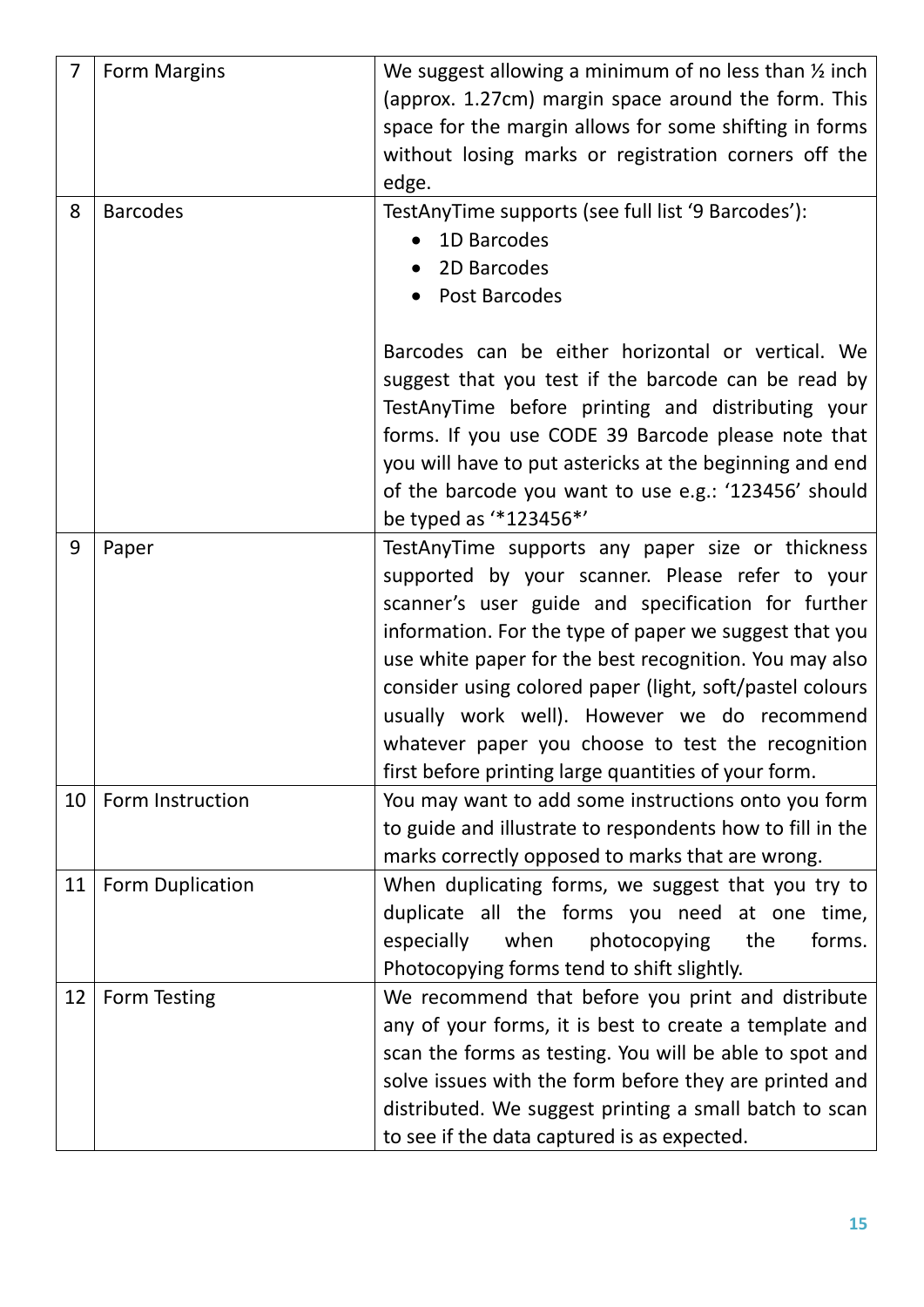| 7 | Form Margins | We suggest allowing a minimum of no less than ½ inch (approx. 1.27cm) margin space around the form. This space for the margin allows for some shifting in forms without losing marks or registration corners off the edge. |
|---|---|---|
| 8 | Barcodes | TestAnyTime supports (see full list '9 Barcodes'):<br>• 1D Barcodes<br>• 2D Barcodes<br>• Post Barcodes<br><br>Barcodes can be either horizontal or vertical. We suggest that you test if the barcode can be read by TestAnyTime before printing and distributing your forms. If you use CODE 39 Barcode please note that you will have to put astericks at the beginning and end of the barcode you want to use e.g.: '123456' should be typed as '*123456*' |
| 9 | Paper | TestAnyTime supports any paper size or thickness supported by your scanner. Please refer to your scanner's user guide and specification for further information. For the type of paper we suggest that you use white paper for the best recognition. You may also consider using colored paper (light, soft/pastel colours usually work well). However we do recommend whatever paper you choose to test the recognition first before printing large quantities of your form. |
| 10 | Form Instruction | You may want to add some instructions onto you form to guide and illustrate to respondents how to fill in the marks correctly opposed to marks that are wrong. |
| 11 | Form Duplication | When duplicating forms, we suggest that you try to duplicate all the forms you need at one time, especially when photocopying the forms. Photocopying forms tend to shift slightly. |
| 12 | Form Testing | We recommend that before you print and distribute any of your forms, it is best to create a template and scan the forms as testing. You will be able to spot and solve issues with the form before they are printed and distributed. We suggest printing a small batch to scan to see if the data captured is as expected. |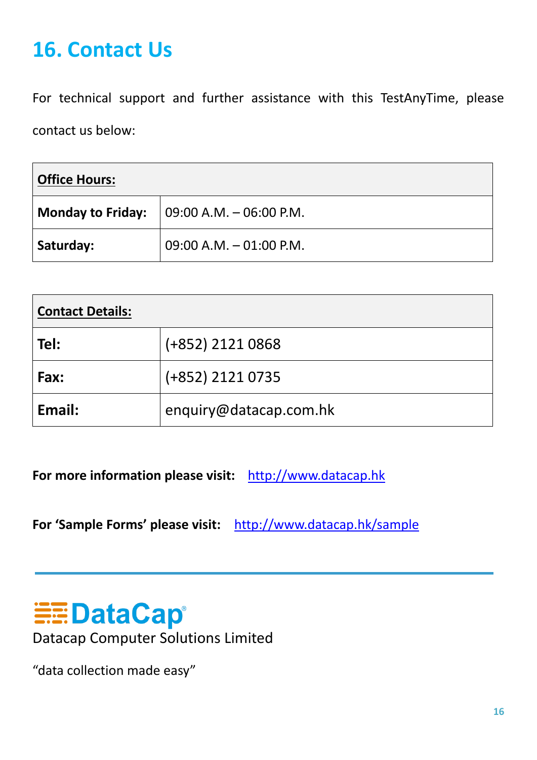# 16. Contact Us

For technical support and further assistance with this TestAnyTime, please contact us below:

| **Office Hours:** | |
|---|---|
| **Monday to Friday:** | 09:00 A.M. – 06:00 P.M. |
| **Saturday:** | 09:00 A.M. – 01:00 P.M. |

| **Contact Details:** | |
|---|---|
| **Tel:** | (+852) 2121 0868 |
| **Fax:** | (+852) 2121 0735 |
| **Email:** | enquiry@datacap.com.hk |

**For more information please visit:** http://www.datacap.hk

**For 'Sample Forms' please visit:** http://www.datacap.hk/sample

---

DataCap®

Datacap Computer Solutions Limited

"data collection made easy"